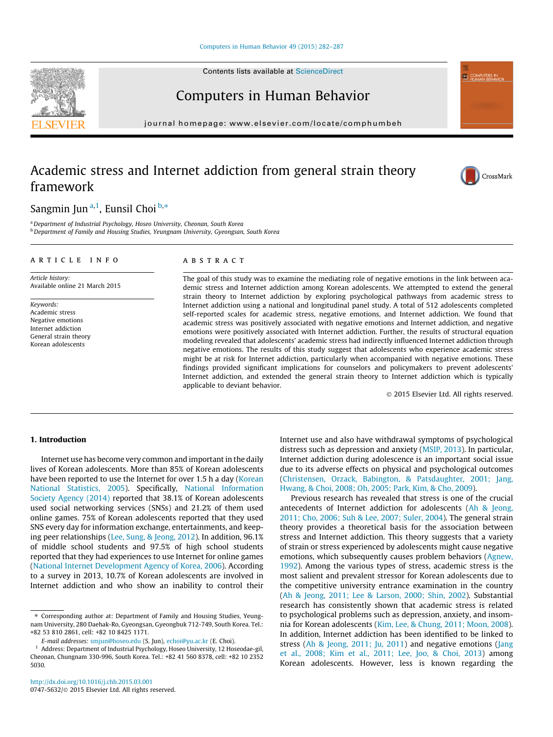# Academic stress and Internet addiction from general strain theory framework

Sangmin Jun [a,1], Eunsil Choi [b,*]

[a] Department of Industrial Psychology, Hoseo University, Cheonan, South Korea

[b] Department of Family and Housing Studies, Yeungnam University, Gyeongsan, South Korea

## ARTICLE INFO

*Article history:*
Available online 21 March 2015

*Keywords:*
Academic stress
Negative emotions
Internet addiction
General strain theory
Korean adolescents

## ABSTRACT

The goal of this study was to examine the mediating role of negative emotions in the link between academic stress and Internet addiction among Korean adolescents. We attempted to extend the general strain theory to Internet addiction by exploring psychological pathways from academic stress to Internet addiction using a national and longitudinal panel study. A total of 512 adolescents completed self-reported scales for academic stress, negative emotions, and Internet addiction. We found that academic stress was positively associated with negative emotions and Internet addiction, and negative emotions were positively associated with Internet addiction. Further, the results of structural equation modeling revealed that adolescents' academic stress had indirectly influenced Internet addiction through negative emotions. The results of this study suggest that adolescents who experience academic stress might be at risk for Internet addiction, particularly when accompanied with negative emotions. These findings provided significant implications for counselors and policymakers to prevent adolescents' Internet addiction, and extended the general strain theory to Internet addiction which is typically applicable to deviant behavior.

© 2015 Elsevier Ltd. All rights reserved.

## 1. Introduction

Internet use has become very common and important in the daily lives of Korean adolescents. More than 85% of Korean adolescents have been reported to use the Internet for over 1.5 h a day (Korean National Statistics, 2005). Specifically, National Information Society Agency (2014) reported that 38.1% of Korean adolescents used social networking services (SNSs) and 21.2% of them used online games. 75% of Korean adolescents reported that they used SNS every day for information exchange, entertainments, and keeping peer relationships (Lee, Sung, & Jeong, 2012). In addition, 96.1% of middle school students and 97.5% of high school students reported that they had experiences to use Internet for online games (National Internet Development Agency of Korea, 2006). According to a survey in 2013, 10.7% of Korean adolescents are involved in Internet addiction and who show an inability to control their Internet use and also have withdrawal symptoms of psychological distress such as depression and anxiety (MSIP, 2013). In particular, Internet addiction during adolescence is an important social issue due to its adverse effects on physical and psychological outcomes (Christensen, Orzack, Babington, & Patsdaughter, 2001; Jang, Hwang, & Choi, 2008; Oh, 2005; Park, Kim, & Cho, 2009).

Previous research has revealed that stress is one of the crucial antecedents of Internet addiction for adolescents (Ah & Jeong, 2011; Cho, 2006; Suh & Lee, 2007; Suler, 2004). The general strain theory provides a theoretical basis for the association between stress and Internet addiction. This theory suggests that a variety of strain or stress experienced by adolescents might cause negative emotions, which subsequently causes problem behaviors (Agnew, 1992). Among the various types of stress, academic stress is the most salient and prevalent stressor for Korean adolescents due to the competitive university entrance examination in the country (Ah & Jeong, 2011; Lee & Larson, 2000; Shin, 2002). Substantial research has consistently shown that academic stress is related to psychological problems such as depression, anxiety, and insomnia for Korean adolescents (Kim, Lee, & Chung, 2011; Moon, 2008). In addition, Internet addiction has been identified to be linked to stress (Ah & Jeong, 2011; Ju, 2011) and negative emotions (Jang et al., 2008; Kim et al., 2011; Lee, Joo, & Choi, 2013) among Korean adolescents. However, less is known regarding the

---

* Corresponding author at: Department of Family and Housing Studies, Yeungnam University, 280 Daehak-Ro, Gyeongsan, Gyeongbuk 712-749, South Korea. Tel.: +82 53 810 2861, cell: +82 10 8425 1171.

*E-mail addresses:* smjun@hoseo.edu (S. Jun), echoi@yu.ac.kr (E. Choi).

[1] Address: Department of Industrial Psychology, Hoseo University, 12 Hoseodae-gil, Cheonan, Chungnam 330-996, South Korea. Tel.: +82 41 560 8378, cell: +82 10 2352 5030.

http://dx.doi.org/10.1016/j.chb.2015.03.001
0747-5632/© 2015 Elsevier Ltd. All rights reserved.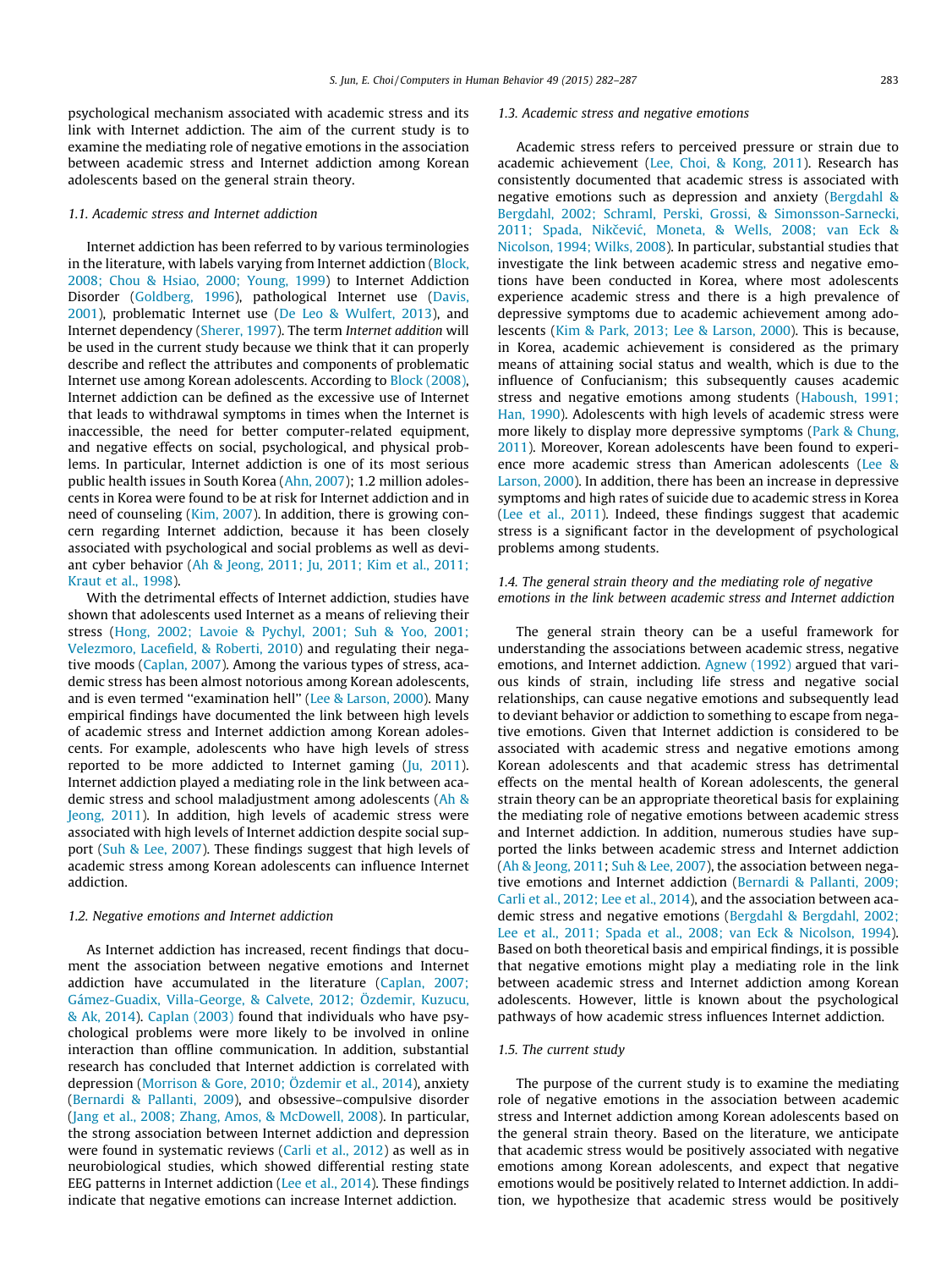psychological mechanism associated with academic stress and its link with Internet addiction. The aim of the current study is to examine the mediating role of negative emotions in the association between academic stress and Internet addiction among Korean adolescents based on the general strain theory.

### 1.1. Academic stress and Internet addiction

Internet addiction has been referred to by various terminologies in the literature, with labels varying from Internet addiction (Block, 2008; Chou & Hsiao, 2000; Young, 1999) to Internet Addiction Disorder (Goldberg, 1996), pathological Internet use (Davis, 2001), problematic Internet use (De Leo & Wulfert, 2013), and Internet dependency (Sherer, 1997). The term *Internet addition* will be used in the current study because we think that it can properly describe and reflect the attributes and components of problematic Internet use among Korean adolescents. According to Block (2008), Internet addiction can be defined as the excessive use of Internet that leads to withdrawal symptoms in times when the Internet is inaccessible, the need for better computer-related equipment, and negative effects on social, psychological, and physical problems. In particular, Internet addiction is one of its most serious public health issues in South Korea (Ahn, 2007); 1.2 million adolescents in Korea were found to be at risk for Internet addiction and in need of counseling (Kim, 2007). In addition, there is growing concern regarding Internet addiction, because it has been closely associated with psychological and social problems as well as deviant cyber behavior (Ah & Jeong, 2011; Ju, 2011; Kim et al., 2011; Kraut et al., 1998).

With the detrimental effects of Internet addiction, studies have shown that adolescents used Internet as a means of relieving their stress (Hong, 2002; Lavoie & Pychyl, 2001; Suh & Yoo, 2001; Velezmoro, Lacefield, & Roberti, 2010) and regulating their negative moods (Caplan, 2007). Among the various types of stress, academic stress has been almost notorious among Korean adolescents, and is even termed "examination hell" (Lee & Larson, 2000). Many empirical findings have documented the link between high levels of academic stress and Internet addiction among Korean adolescents. For example, adolescents who have high levels of stress reported to be more addicted to Internet gaming (Ju, 2011). Internet addiction played a mediating role in the link between academic stress and school maladjustment among adolescents (Ah & Jeong, 2011). In addition, high levels of academic stress were associated with high levels of Internet addiction despite social support (Suh & Lee, 2007). These findings suggest that high levels of academic stress among Korean adolescents can influence Internet addiction.

### 1.2. Negative emotions and Internet addiction

As Internet addiction has increased, recent findings that document the association between negative emotions and Internet addiction have accumulated in the literature (Caplan, 2007; Gámez-Guadix, Villa-George, & Calvete, 2012; Özdemir, Kuzucu, & Ak, 2014). Caplan (2003) found that individuals who have psychological problems were more likely to be involved in online interaction than offline communication. In addition, substantial research has concluded that Internet addiction is correlated with depression (Morrison & Gore, 2010; Özdemir et al., 2014), anxiety (Bernardi & Pallanti, 2009), and obsessive–compulsive disorder (Jang et al., 2008; Zhang, Amos, & McDowell, 2008). In particular, the strong association between Internet addiction and depression were found in systematic reviews (Carli et al., 2012) as well as in neurobiological studies, which showed differential resting state EEG patterns in Internet addiction (Lee et al., 2014). These findings indicate that negative emotions can increase Internet addiction.

### 1.3. Academic stress and negative emotions

Academic stress refers to perceived pressure or strain due to academic achievement (Lee, Choi, & Kong, 2011). Research has consistently documented that academic stress is associated with negative emotions such as depression and anxiety (Bergdahl & Bergdahl, 2002; Schraml, Perski, Grossi, & Simonsson-Sarnecki, 2011; Spada, Nikčević, Moneta, & Wells, 2008; van Eck & Nicolson, 1994; Wilks, 2008). In particular, substantial studies that investigate the link between academic stress and negative emotions have been conducted in Korea, where most adolescents experience academic stress and there is a high prevalence of depressive symptoms due to academic achievement among adolescents (Kim & Park, 2013; Lee & Larson, 2000). This is because, in Korea, academic achievement is considered as the primary means of attaining social status and wealth, which is due to the influence of Confucianism; this subsequently causes academic stress and negative emotions among students (Haboush, 1991; Han, 1990). Adolescents with high levels of academic stress were more likely to display more depressive symptoms (Park & Chung, 2011). Moreover, Korean adolescents have been found to experience more academic stress than American adolescents (Lee & Larson, 2000). In addition, there has been an increase in depressive symptoms and high rates of suicide due to academic stress in Korea (Lee et al., 2011). Indeed, these findings suggest that academic stress is a significant factor in the development of psychological problems among students.

### 1.4. The general strain theory and the mediating role of negative emotions in the link between academic stress and Internet addiction

The general strain theory can be a useful framework for understanding the associations between academic stress, negative emotions, and Internet addiction. Agnew (1992) argued that various kinds of strain, including life stress and negative social relationships, can cause negative emotions and subsequently lead to deviant behavior or addiction to something to escape from negative emotions. Given that Internet addiction is considered to be associated with academic stress and negative emotions among Korean adolescents and that academic stress has detrimental effects on the mental health of Korean adolescents, the general strain theory can be an appropriate theoretical basis for explaining the mediating role of negative emotions between academic stress and Internet addiction. In addition, numerous studies have supported the links between academic stress and Internet addiction (Ah & Jeong, 2011; Suh & Lee, 2007), the association between negative emotions and Internet addiction (Bernardi & Pallanti, 2009; Carli et al., 2012; Lee et al., 2014), and the association between academic stress and negative emotions (Bergdahl & Bergdahl, 2002; Lee et al., 2011; Spada et al., 2008; van Eck & Nicolson, 1994). Based on both theoretical basis and empirical findings, it is possible that negative emotions might play a mediating role in the link between academic stress and Internet addiction among Korean adolescents. However, little is known about the psychological pathways of how academic stress influences Internet addiction.

### 1.5. The current study

The purpose of the current study is to examine the mediating role of negative emotions in the association between academic stress and Internet addiction among Korean adolescents based on the general strain theory. Based on the literature, we anticipate that academic stress would be positively associated with negative emotions among Korean adolescents, and expect that negative emotions would be positively related to Internet addiction. In addition, we hypothesize that academic stress would be positively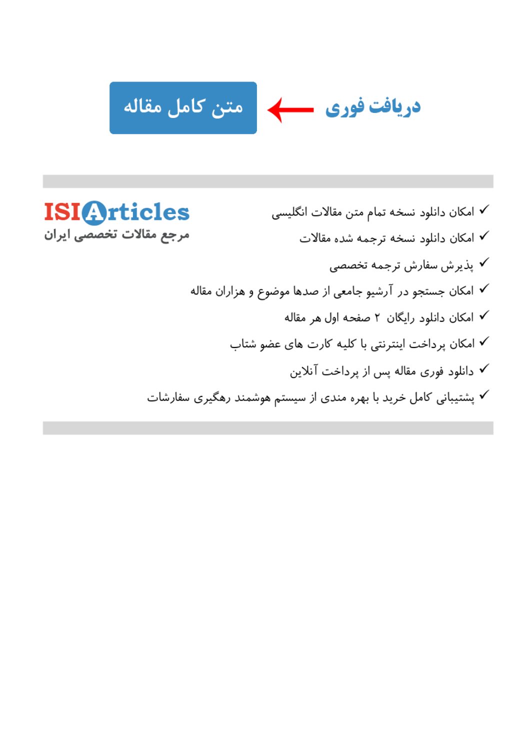دریافت فوری ← **متن کامل مقاله**

**ISIArticles**
مرجع مقالات تخصصی ایران

- ✓ امکان دانلود نسخه تمام متن مقالات انگلیسی
- ✓ امکان دانلود نسخه ترجمه شده مقالات
- ✓ پذیرش سفارش ترجمه تخصصی
- ✓ امکان جستجو در آرشیو جامعی از صدها موضوع و هزاران مقاله
- ✓ امکان دانلود رایگان ۲ صفحه اول هر مقاله
- ✓ امکان پرداخت اینترنتی با کلیه کارت های عضو شتاب
- ✓ دانلود فوری مقاله پس از پرداخت آنلاین
- ✓ پشتیبانی کامل خرید با بهره مندی از سیستم هوشمند رهگیری سفارشات